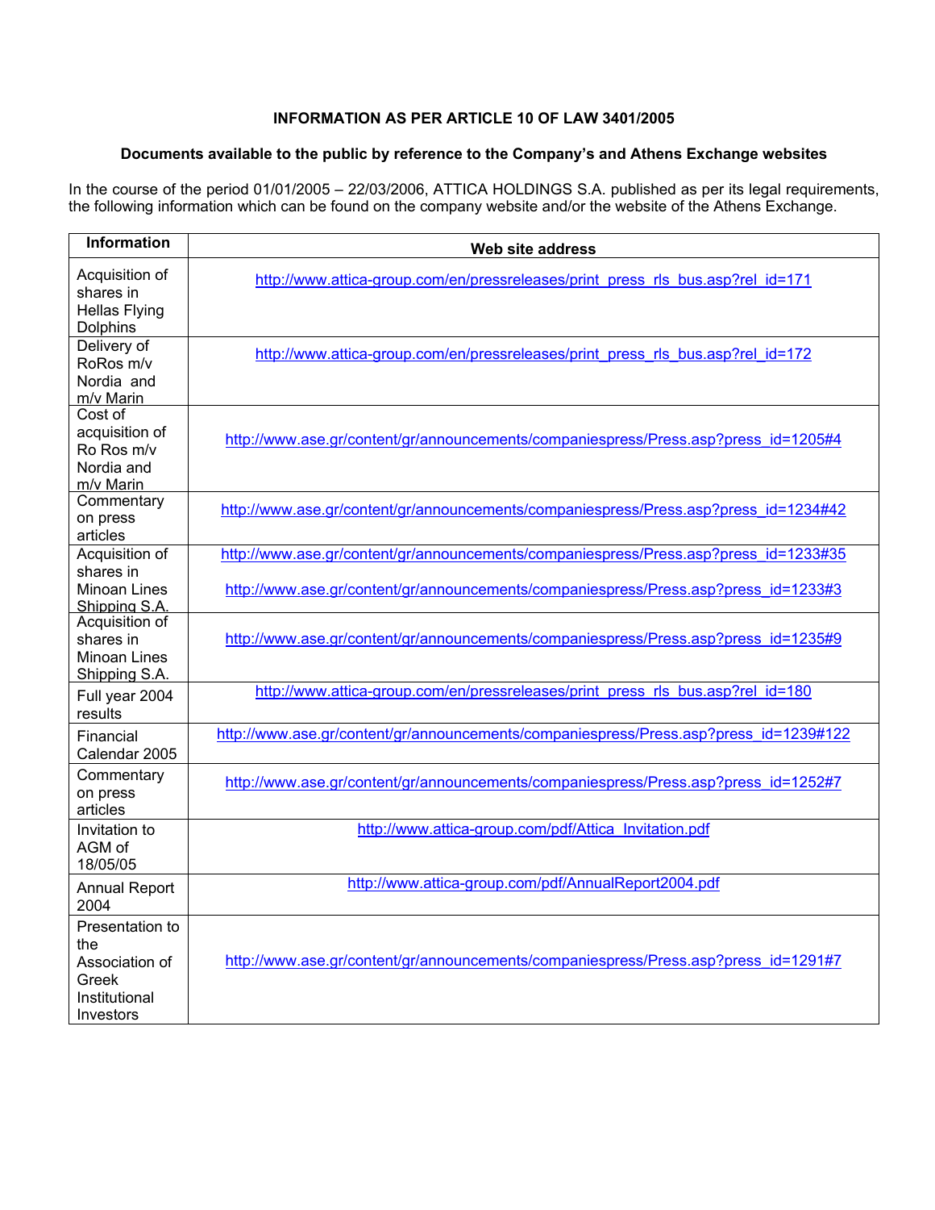**INFORMATION AS PER ARTICLE 10 OF LAW 3401/2005**

**Documents available to the public by reference to the Company's and Athens Exchange websites**

In the course of the period 01/01/2005 – 22/03/2006, ATTICA HOLDINGS S.A. published as per its legal requirements, the following information which can be found on the company website and/or the website of the Athens Exchange.

| Information | Web site address |
|---|---|
| Acquisition of shares in Hellas Flying Dolphins | http://www.attica-group.com/en/pressreleases/print_press_rls_bus.asp?rel_id=171 |
| Delivery of RoRos m/v Nordia and m/v Marin | http://www.attica-group.com/en/pressreleases/print_press_rls_bus.asp?rel_id=172 |
| Cost of acquisition of Ro Ros m/v Nordia and m/v Marin | http://www.ase.gr/content/gr/announcements/companiespress/Press.asp?press_id=1205#4 |
| Commentary on press articles | http://www.ase.gr/content/gr/announcements/companiespress/Press.asp?press_id=1234#42 |
| Acquisition of shares in Minoan Lines Shipping S.A. | http://www.ase.gr/content/gr/announcements/companiespress/Press.asp?press_id=1233#35<br>http://www.ase.gr/content/gr/announcements/companiespress/Press.asp?press_id=1233#3 |
| Acquisition of shares in Minoan Lines Shipping S.A. | http://www.ase.gr/content/gr/announcements/companiespress/Press.asp?press_id=1235#9 |
| Full year 2004 results | http://www.attica-group.com/en/pressreleases/print_press_rls_bus.asp?rel_id=180 |
| Financial Calendar 2005 | http://www.ase.gr/content/gr/announcements/companiespress/Press.asp?press_id=1239#122 |
| Commentary on press articles | http://www.ase.gr/content/gr/announcements/companiespress/Press.asp?press_id=1252#7 |
| Invitation to AGM of 18/05/05 | http://www.attica-group.com/pdf/Attica_Invitation.pdf |
| Annual Report 2004 | http://www.attica-group.com/pdf/AnnualReport2004.pdf |
| Presentation to the Association of Greek Institutional Investors | http://www.ase.gr/content/gr/announcements/companiespress/Press.asp?press_id=1291#7 |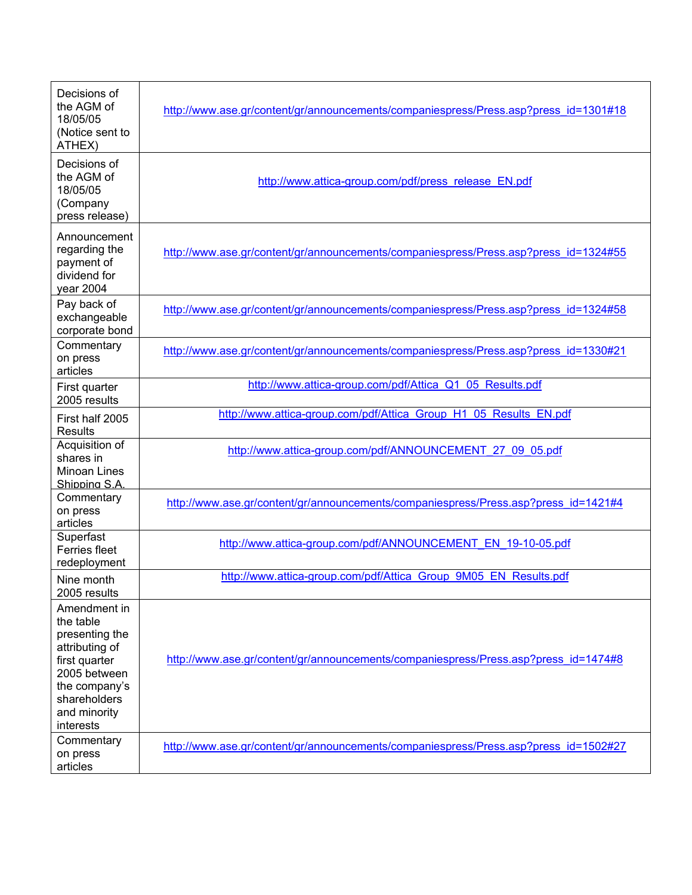| | |
|---|---|
| Decisions of the AGM of 18/05/05 (Notice sent to ATHEX) | http://www.ase.gr/content/gr/announcements/companiespress/Press.asp?press_id=1301#18 |
| Decisions of the AGM of 18/05/05 (Company press release) | http://www.attica-group.com/pdf/press_release_EN.pdf |
| Announcement regarding the payment of dividend for year 2004 | http://www.ase.gr/content/gr/announcements/companiespress/Press.asp?press_id=1324#55 |
| Pay back of exchangeable corporate bond | http://www.ase.gr/content/gr/announcements/companiespress/Press.asp?press_id=1324#58 |
| Commentary on press articles | http://www.ase.gr/content/gr/announcements/companiespress/Press.asp?press_id=1330#21 |
| First quarter 2005 results | http://www.attica-group.com/pdf/Attica_Q1_05_Results.pdf |
| First half 2005 Results | http://www.attica-group.com/pdf/Attica_Group_H1_05_Results_EN.pdf |
| Acquisition of shares in Minoan Lines Shipping S.A. | http://www.attica-group.com/pdf/ANNOUNCEMENT_27_09_05.pdf |
| Commentary on press articles | http://www.ase.gr/content/gr/announcements/companiespress/Press.asp?press_id=1421#4 |
| Superfast Ferries fleet redeployment | http://www.attica-group.com/pdf/ANNOUNCEMENT_EN_19-10-05.pdf |
| Nine month 2005 results | http://www.attica-group.com/pdf/Attica_Group_9M05_EN_Results.pdf |
| Amendment in the table presenting the attributing of first quarter 2005 between the company's shareholders and minority interests | http://www.ase.gr/content/gr/announcements/companiespress/Press.asp?press_id=1474#8 |
| Commentary on press articles | http://www.ase.gr/content/gr/announcements/companiespress/Press.asp?press_id=1502#27 |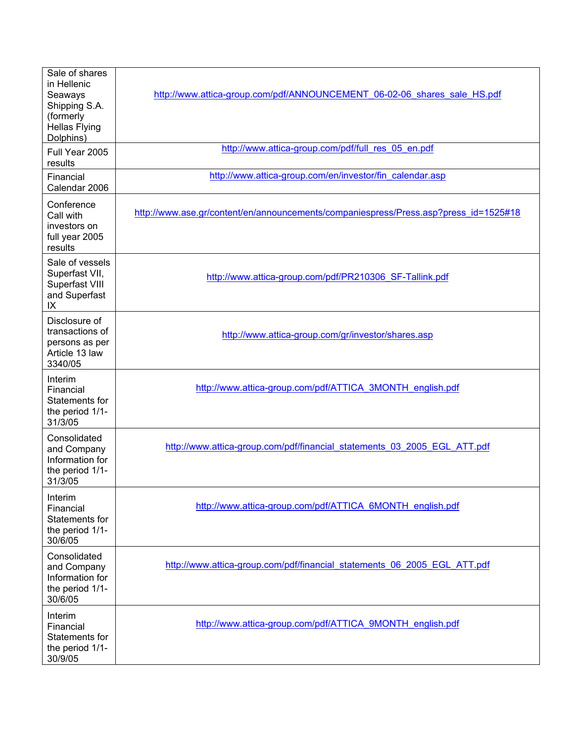| | |
|---|---|
| Sale of shares in Hellenic Seaways Shipping S.A. (formerly Hellas Flying Dolphins) | http://www.attica-group.com/pdf/ANNOUNCEMENT_06-02-06_shares_sale_HS.pdf |
| Full Year 2005 results | http://www.attica-group.com/pdf/full_res_05_en.pdf |
| Financial Calendar 2006 | http://www.attica-group.com/en/investor/fin_calendar.asp |
| Conference Call with investors on full year 2005 results | http://www.ase.gr/content/en/announcements/companiespress/Press.asp?press_id=1525#18 |
| Sale of vessels Superfast VII, Superfast VIII and Superfast IX | http://www.attica-group.com/pdf/PR210306_SF-Tallink.pdf |
| Disclosure of transactions of persons as per Article 13 law 3340/05 | http://www.attica-group.com/gr/investor/shares.asp |
| Interim Financial Statements for the period 1/1-31/3/05 | http://www.attica-group.com/pdf/ATTICA_3MONTH_english.pdf |
| Consolidated and Company Information for the period 1/1-31/3/05 | http://www.attica-group.com/pdf/financial_statements_03_2005_EGL_ATT.pdf |
| Interim Financial Statements for the period 1/1-30/6/05 | http://www.attica-group.com/pdf/ATTICA_6MONTH_english.pdf |
| Consolidated and Company Information for the period 1/1-30/6/05 | http://www.attica-group.com/pdf/financial_statements_06_2005_EGL_ATT.pdf |
| Interim Financial Statements for the period 1/1-30/9/05 | http://www.attica-group.com/pdf/ATTICA_9MONTH_english.pdf |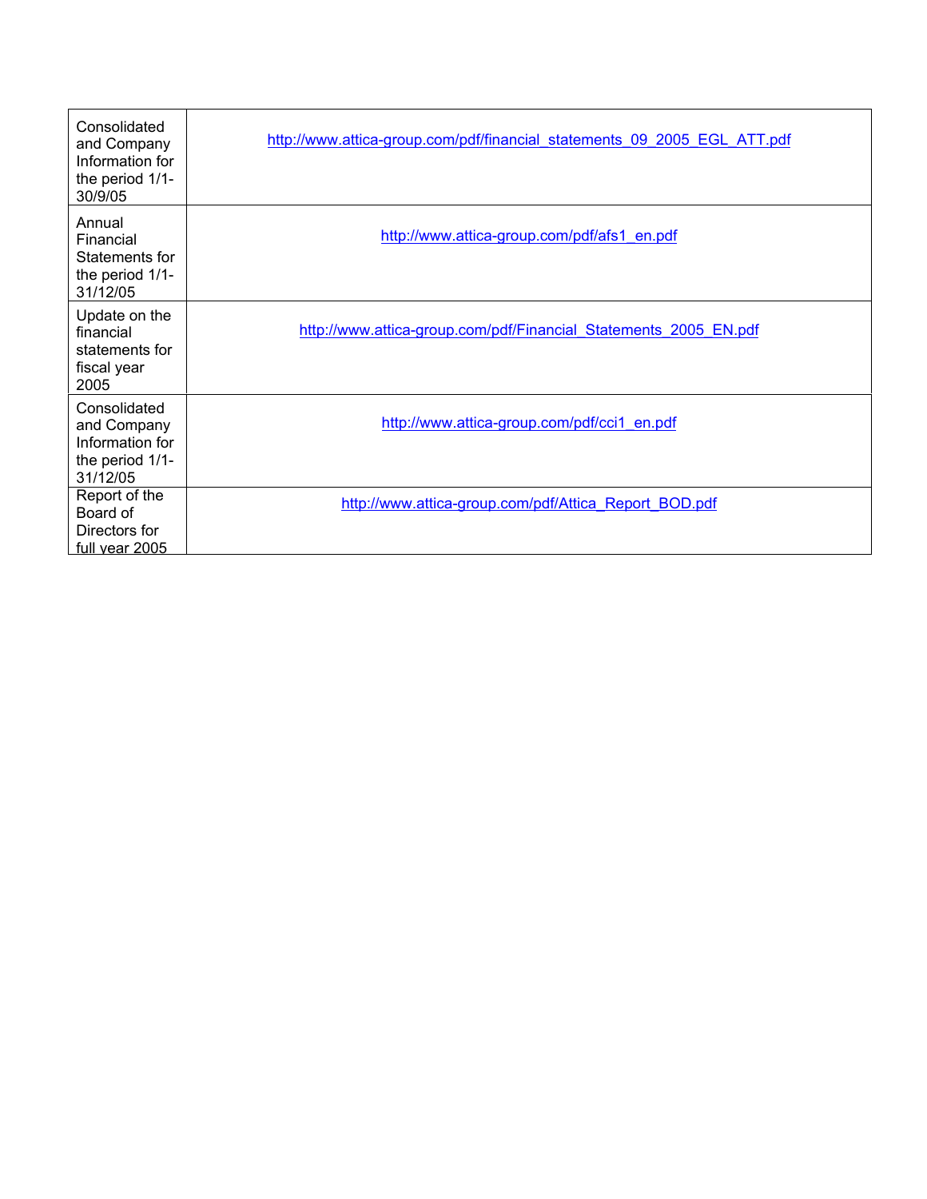| | |
|---|---|
| Consolidated and Company Information for the period 1/1-30/9/05 | http://www.attica-group.com/pdf/financial_statements_09_2005_EGL_ATT.pdf |
| Annual Financial Statements for the period 1/1-31/12/05 | http://www.attica-group.com/pdf/afs1_en.pdf |
| Update on the financial statements for fiscal year 2005 | http://www.attica-group.com/pdf/Financial_Statements_2005_EN.pdf |
| Consolidated and Company Information for the period 1/1-31/12/05 | http://www.attica-group.com/pdf/cci1_en.pdf |
| Report of the Board of Directors for full year 2005 | http://www.attica-group.com/pdf/Attica_Report_BOD.pdf |